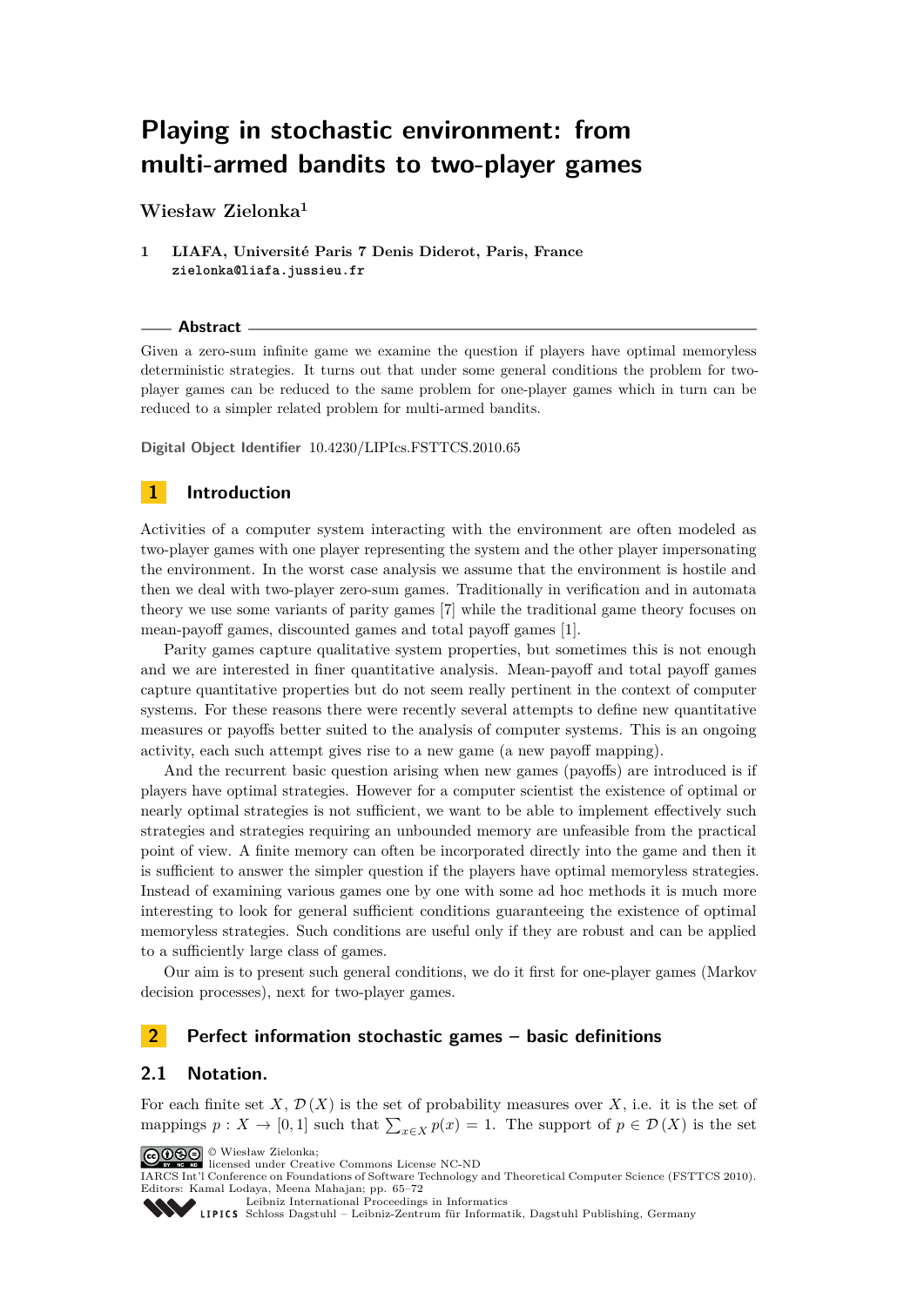# Playing in stochastic environment: from multi-armed bandits to two-player games

**Wiesław Zielonka**[1]

**1 LIAFA, Université Paris 7 Denis Diderot, Paris, France**
zielonka@liafa.jussieu.fr

**Abstract**

Given a zero-sum infinite game we examine the question if players have optimal memoryless deterministic strategies. It turns out that under some general conditions the problem for two-player games can be reduced to the same problem for one-player games which in turn can be reduced to a simpler related problem for multi-armed bandits.

**Digital Object Identifier** 10.4230/LIPIcs.FSTTCS.2010.65

## 1 Introduction

Activities of a computer system interacting with the environment are often modeled as two-player games with one player representing the system and the other player impersonating the environment. In the worst case analysis we assume that the environment is hostile and then we deal with two-player zero-sum games. Traditionally in verification and in automata theory we use some variants of parity games [7] while the traditional game theory focuses on mean-payoff games, discounted games and total payoff games [1].

Parity games capture qualitative system properties, but sometimes this is not enough and we are interested in finer quantitative analysis. Mean-payoff and total payoff games capture quantitative properties but do not seem really pertinent in the context of computer systems. For these reasons there were recently several attempts to define new quantitative measures or payoffs better suited to the analysis of computer systems. This is an ongoing activity, each such attempt gives rise to a new game (a new payoff mapping).

And the recurrent basic question arising when new games (payoffs) are introduced is if players have optimal strategies. However for a computer scientist the existence of optimal or nearly optimal strategies is not sufficient, we want to be able to implement effectively such strategies and strategies requiring an unbounded memory are unfeasible from the practical point of view. A finite memory can often be incorporated directly into the game and then it is sufficient to answer the simpler question if the players have optimal memoryless strategies. Instead of examining various games one by one with some ad hoc methods it is much more interesting to look for general sufficient conditions guaranteeing the existence of optimal memoryless strategies. Such conditions are useful only if they are robust and can be applied to a sufficiently large class of games.

Our aim is to present such general conditions, we do it first for one-player games (Markov decision processes), next for two-player games.

## 2 Perfect information stochastic games – basic definitions

### 2.1 Notation.

For each finite set $X$, $\mathcal{D}(X)$ is the set of probability measures over $X$, i.e. it is the set of mappings $p : X \to [0, 1]$ such that $\sum_{x \in X} p(x) = 1$. The support of $p \in \mathcal{D}(X)$ is the set

© Wiesław Zielonka;
licensed under Creative Commons License NC-ND
IARCS Int'l Conference on Foundations of Software Technology and Theoretical Computer Science (FSTTCS 2010).
Editors: Kamal Lodaya, Meena Mahajan; pp. 65–72
Leibniz International Proceedings in Informatics
Schloss Dagstuhl – Leibniz-Zentrum für Informatik, Dagstuhl Publishing, Germany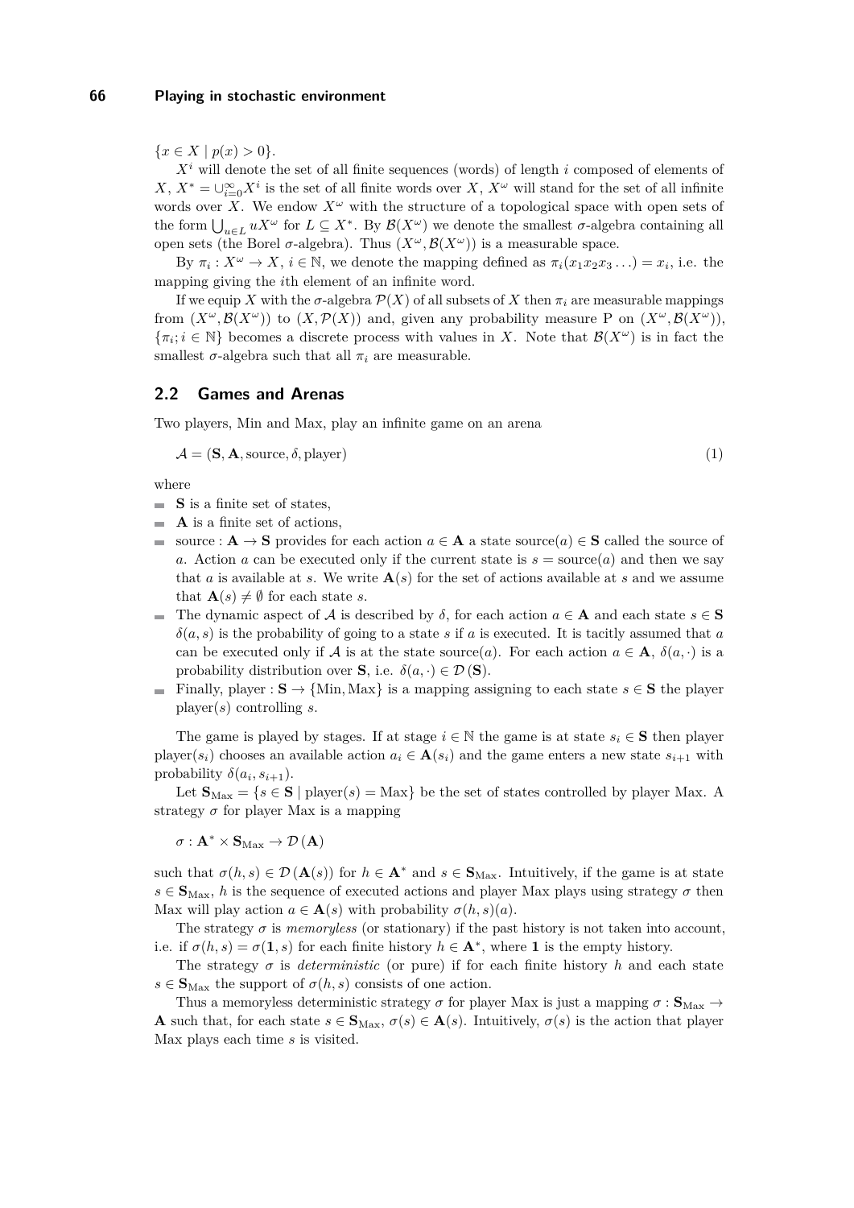$\{x \in X \mid p(x) > 0\}$.

$X^i$ will denote the set of all finite sequences (words) of length $i$ composed of elements of $X$, $X^* = \cup_{i=0}^{\infty} X^i$ is the set of all finite words over $X$, $X^\omega$ will stand for the set of all infinite words over $X$. We endow $X^\omega$ with the structure of a topological space with open sets of the form $\bigcup_{u \in L} uX^\omega$ for $L \subseteq X^*$. By $\mathcal{B}(X^\omega)$ we denote the smallest $\sigma$-algebra containing all open sets (the Borel $\sigma$-algebra). Thus $(X^\omega, \mathcal{B}(X^\omega))$ is a measurable space.

By $\pi_i : X^\omega \to X$, $i \in \mathbb{N}$, we denote the mapping defined as $\pi_i(x_1 x_2 x_3 \ldots) = x_i$, i.e. the mapping giving the $i$th element of an infinite word.

If we equip $X$ with the $\sigma$-algebra $\mathcal{P}(X)$ of all subsets of $X$ then $\pi_i$ are measurable mappings from $(X^\omega, \mathcal{B}(X^\omega))$ to $(X, \mathcal{P}(X))$ and, given any probability measure P on $(X^\omega, \mathcal{B}(X^\omega))$, $\{\pi_i; i \in \mathbb{N}\}$ becomes a discrete process with values in $X$. Note that $\mathcal{B}(X^\omega)$ is in fact the smallest $\sigma$-algebra such that all $\pi_i$ are measurable.

## 2.2 Games and Arenas

Two players, Min and Max, play an infinite game on an arena

$$\mathcal{A} = (\mathbf{S}, \mathbf{A}, \text{source}, \delta, \text{player}) \tag{1}$$

where

- $\mathbf{S}$ is a finite set of states,
- $\mathbf{A}$ is a finite set of actions,
- source : $\mathbf{A} \to \mathbf{S}$ provides for each action $a \in \mathbf{A}$ a state source$(a) \in \mathbf{S}$ called the source of $a$. Action $a$ can be executed only if the current state is $s = \text{source}(a)$ and then we say that $a$ is available at $s$. We write $\mathbf{A}(s)$ for the set of actions available at $s$ and we assume that $\mathbf{A}(s) \neq \emptyset$ for each state $s$.
- The dynamic aspect of $\mathcal{A}$ is described by $\delta$, for each action $a \in \mathbf{A}$ and each state $s \in \mathbf{S}$ $\delta(a, s)$ is the probability of going to a state $s$ if $a$ is executed. It is tacitly assumed that $a$ can be executed only if $\mathcal{A}$ is at the state source$(a)$. For each action $a \in \mathbf{A}$, $\delta(a, \cdot)$ is a probability distribution over $\mathbf{S}$, i.e. $\delta(a, \cdot) \in \mathcal{D}(\mathbf{S})$.
- Finally, player : $\mathbf{S} \to \{\text{Min}, \text{Max}\}$ is a mapping assigning to each state $s \in \mathbf{S}$ the player player$(s)$ controlling $s$.

The game is played by stages. If at stage $i \in \mathbb{N}$ the game is at state $s_i \in \mathbf{S}$ then player player$(s_i)$ chooses an available action $a_i \in \mathbf{A}(s_i)$ and the game enters a new state $s_{i+1}$ with probability $\delta(a_i, s_{i+1})$.

Let $\mathbf{S}_{\text{Max}} = \{s \in \mathbf{S} \mid \text{player}(s) = \text{Max}\}$ be the set of states controlled by player Max. A strategy $\sigma$ for player Max is a mapping

$$\sigma : \mathbf{A}^* \times \mathbf{S}_{\text{Max}} \to \mathcal{D}(\mathbf{A})$$

such that $\sigma(h, s) \in \mathcal{D}(\mathbf{A}(s))$ for $h \in \mathbf{A}^*$ and $s \in \mathbf{S}_{\text{Max}}$. Intuitively, if the game is at state $s \in \mathbf{S}_{\text{Max}}$, $h$ is the sequence of executed actions and player Max plays using strategy $\sigma$ then Max will play action $a \in \mathbf{A}(s)$ with probability $\sigma(h, s)(a)$.

The strategy $\sigma$ is *memoryless* (or stationary) if the past history is not taken into account, i.e. if $\sigma(h, s) = \sigma(\mathbf{1}, s)$ for each finite history $h \in \mathbf{A}^*$, where $\mathbf{1}$ is the empty history.

The strategy $\sigma$ is *deterministic* (or pure) if for each finite history $h$ and each state $s \in \mathbf{S}_{\text{Max}}$ the support of $\sigma(h, s)$ consists of one action.

Thus a memoryless deterministic strategy $\sigma$ for player Max is just a mapping $\sigma : \mathbf{S}_{\text{Max}} \to \mathbf{A}$ such that, for each state $s \in \mathbf{S}_{\text{Max}}$, $\sigma(s) \in \mathbf{A}(s)$. Intuitively, $\sigma(s)$ is the action that player Max plays each time $s$ is visited.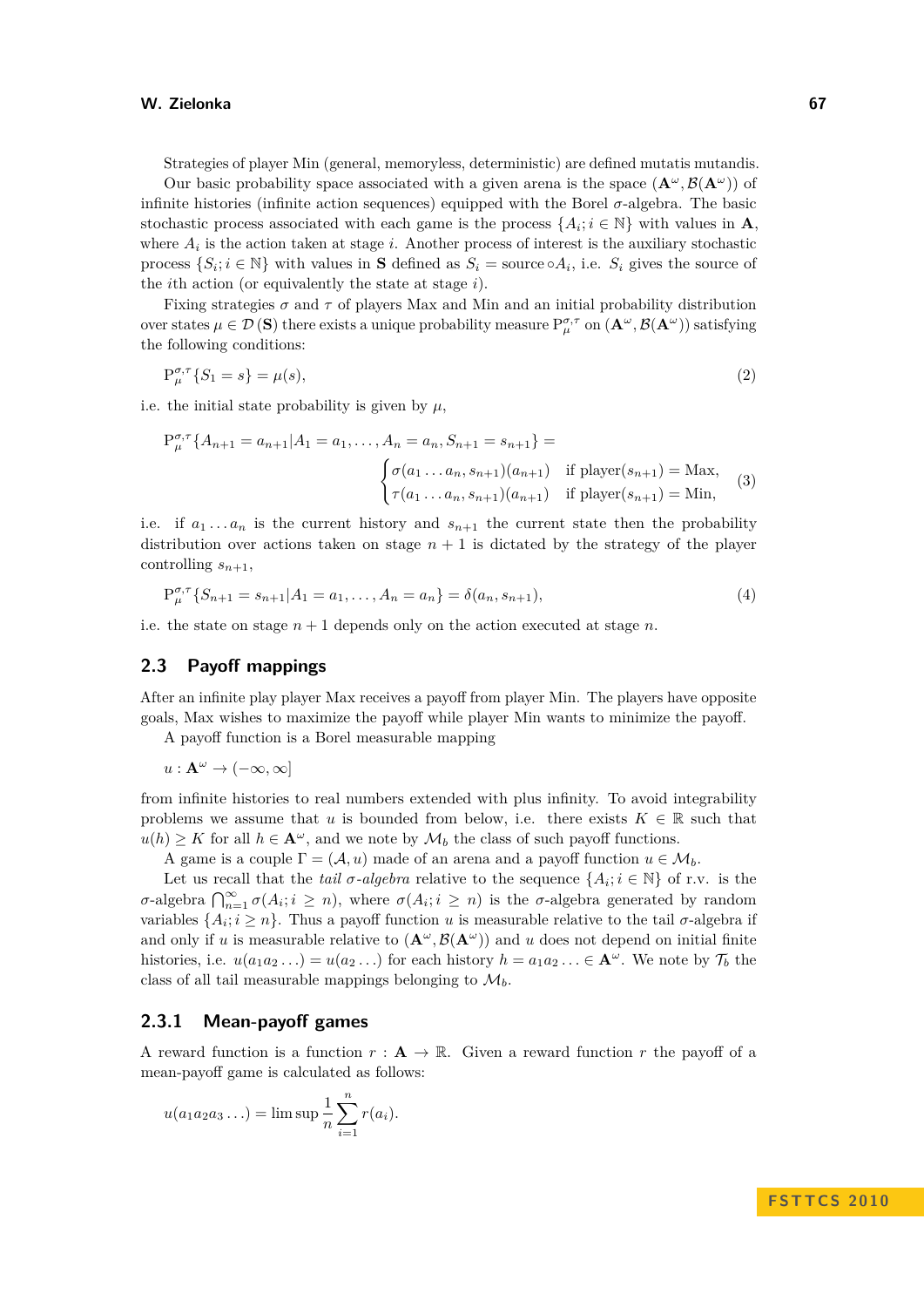Strategies of player Min (general, memoryless, deterministic) are defined mutatis mutandis.

Our basic probability space associated with a given arena is the space $(\mathbf{A}^\omega, \mathcal{B}(\mathbf{A}^\omega))$ of infinite histories (infinite action sequences) equipped with the Borel $\sigma$-algebra. The basic stochastic process associated with each game is the process $\{A_i; i \in \mathbb{N}\}$ with values in $\mathbf{A}$, where $A_i$ is the action taken at stage $i$. Another process of interest is the auxiliary stochastic process $\{S_i; i \in \mathbb{N}\}$ with values in $\mathbf{S}$ defined as $S_i = \text{source} \circ A_i$, i.e. $S_i$ gives the source of the $i$th action (or equivalently the state at stage $i$).

Fixing strategies $\sigma$ and $\tau$ of players Max and Min and an initial probability distribution over states $\mu \in \mathcal{D}(\mathbf{S})$ there exists a unique probability measure $\mathrm{P}_\mu^{\sigma,\tau}$ on $(\mathbf{A}^\omega, \mathcal{B}(\mathbf{A}^\omega))$ satisfying the following conditions:

$$\mathrm{P}_\mu^{\sigma,\tau}\{S_1 = s\} = \mu(s), \tag{2}$$

i.e. the initial state probability is given by $\mu$,

$$\mathrm{P}_\mu^{\sigma,\tau}\{A_{n+1} = a_{n+1} | A_1 = a_1, \ldots, A_n = a_n, S_{n+1} = s_{n+1}\} = \begin{cases} \sigma(a_1 \ldots a_n, s_{n+1})(a_{n+1}) & \text{if player}(s_{n+1}) = \text{Max}, \\ \tau(a_1 \ldots a_n, s_{n+1})(a_{n+1}) & \text{if player}(s_{n+1}) = \text{Min}, \end{cases} \tag{3}$$

i.e. if $a_1 \ldots a_n$ is the current history and $s_{n+1}$ the current state then the probability distribution over actions taken on stage $n+1$ is dictated by the strategy of the player controlling $s_{n+1}$,

$$\mathrm{P}_\mu^{\sigma,\tau}\{S_{n+1} = s_{n+1} | A_1 = a_1, \ldots, A_n = a_n\} = \delta(a_n, s_{n+1}), \tag{4}$$

i.e. the state on stage $n+1$ depends only on the action executed at stage $n$.

### 2.3 Payoff mappings

After an infinite play player Max receives a payoff from player Min. The players have opposite goals, Max wishes to maximize the payoff while player Min wants to minimize the payoff.

A payoff function is a Borel measurable mapping

$$u : \mathbf{A}^\omega \to (-\infty, \infty]$$

from infinite histories to real numbers extended with plus infinity. To avoid integrability problems we assume that $u$ is bounded from below, i.e. there exists $K \in \mathbb{R}$ such that $u(h) \geq K$ for all $h \in \mathbf{A}^\omega$, and we note by $\mathcal{M}_b$ the class of such payoff functions.

A game is a couple $\Gamma = (\mathcal{A}, u)$ made of an arena and a payoff function $u \in \mathcal{M}_b$.

Let us recall that the *tail $\sigma$-algebra* relative to the sequence $\{A_i; i \in \mathbb{N}\}$ of r.v. is the $\sigma$-algebra $\bigcap_{n=1}^\infty \sigma(A_i; i \geq n)$, where $\sigma(A_i; i \geq n)$ is the $\sigma$-algebra generated by random variables $\{A_i; i \geq n\}$. Thus a payoff function $u$ is measurable relative to the tail $\sigma$-algebra if and only if $u$ is measurable relative to $(\mathbf{A}^\omega, \mathcal{B}(\mathbf{A}^\omega))$ and $u$ does not depend on initial finite histories, i.e. $u(a_1 a_2 \ldots) = u(a_2 \ldots)$ for each history $h = a_1 a_2 \ldots \in \mathbf{A}^\omega$. We note by $\mathcal{T}_b$ the class of all tail measurable mappings belonging to $\mathcal{M}_b$.

#### 2.3.1 Mean-payoff games

A reward function is a function $r : \mathbf{A} \to \mathbb{R}$. Given a reward function $r$ the payoff of a mean-payoff game is calculated as follows:

$$u(a_1 a_2 a_3 \ldots) = \limsup \frac{1}{n} \sum_{i=1}^n r(a_i).$$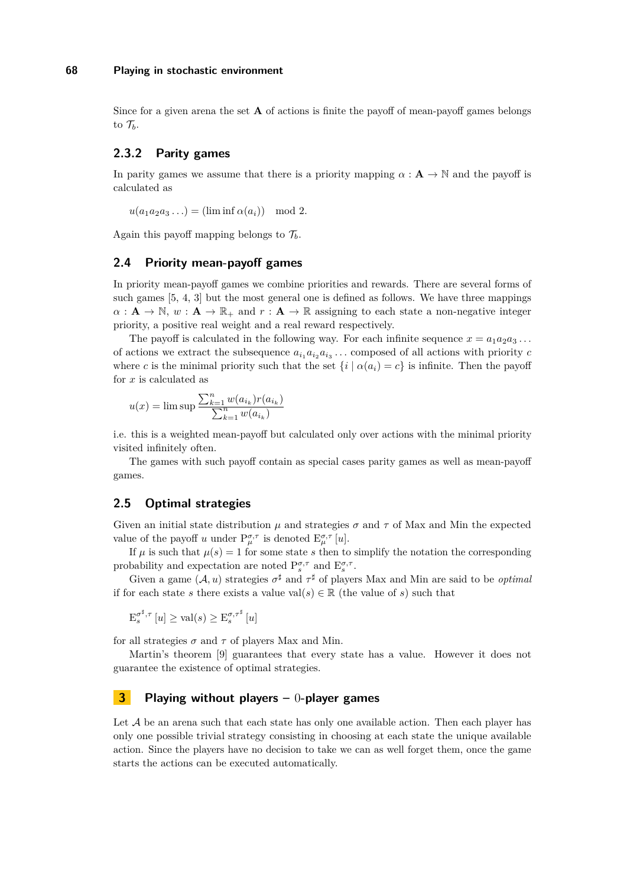Since for a given arena the set $\mathbf{A}$ of actions is finite the payoff of mean-payoff games belongs to $\mathcal{T}_b$.

### 2.3.2 Parity games

In parity games we assume that there is a priority mapping $\alpha : \mathbf{A} \to \mathbb{N}$ and the payoff is calculated as

$$u(a_1 a_2 a_3 \ldots) = (\liminf \alpha(a_i)) \mod 2.$$

Again this payoff mapping belongs to $\mathcal{T}_b$.

## 2.4 Priority mean-payoff games

In priority mean-payoff games we combine priorities and rewards. There are several forms of such games [5, 4, 3] but the most general one is defined as follows. We have three mappings $\alpha : \mathbf{A} \to \mathbb{N}$, $w : \mathbf{A} \to \mathbb{R}_+$ and $r : \mathbf{A} \to \mathbb{R}$ assigning to each state a non-negative integer priority, a positive real weight and a real reward respectively.

The payoff is calculated in the following way. For each infinite sequence $x = a_1 a_2 a_3 \ldots$ of actions we extract the subsequence $a_{i_1} a_{i_2} a_{i_3} \ldots$ composed of all actions with priority $c$ where $c$ is the minimal priority such that the set $\{i \mid \alpha(a_i) = c\}$ is infinite. Then the payoff for $x$ is calculated as

$$u(x) = \limsup \frac{\sum_{k=1}^{n} w(a_{i_k}) r(a_{i_k})}{\sum_{k=1}^{n} w(a_{i_k})}$$

i.e. this is a weighted mean-payoff but calculated only over actions with the minimal priority visited infinitely often.

The games with such payoff contain as special cases parity games as well as mean-payoff games.

## 2.5 Optimal strategies

Given an initial state distribution $\mu$ and strategies $\sigma$ and $\tau$ of Max and Min the expected value of the payoff $u$ under $\mathrm{P}_{\mu}^{\sigma,\tau}$ is denoted $\mathrm{E}_{\mu}^{\sigma,\tau}[u]$.

If $\mu$ is such that $\mu(s) = 1$ for some state $s$ then to simplify the notation the corresponding probability and expectation are noted $\mathrm{P}_{s}^{\sigma,\tau}$ and $\mathrm{E}_{s}^{\sigma,\tau}$.

Given a game $(\mathcal{A}, u)$ strategies $\sigma^\sharp$ and $\tau^\sharp$ of players Max and Min are said to be *optimal* if for each state $s$ there exists a value $\mathrm{val}(s) \in \mathbb{R}$ (the value of $s$) such that

$$\mathrm{E}_{s}^{\sigma^\sharp,\tau}[u] \geq \mathrm{val}(s) \geq \mathrm{E}_{s}^{\sigma,\tau^\sharp}[u]$$

for all strategies $\sigma$ and $\tau$ of players Max and Min.

Martin's theorem [9] guarantees that every state has a value. However it does not guarantee the existence of optimal strategies.

# 3 Playing without players – 0-player games

Let $\mathcal{A}$ be an arena such that each state has only one available action. Then each player has only one possible trivial strategy consisting in choosing at each state the unique available action. Since the players have no decision to take we can as well forget them, once the game starts the actions can be executed automatically.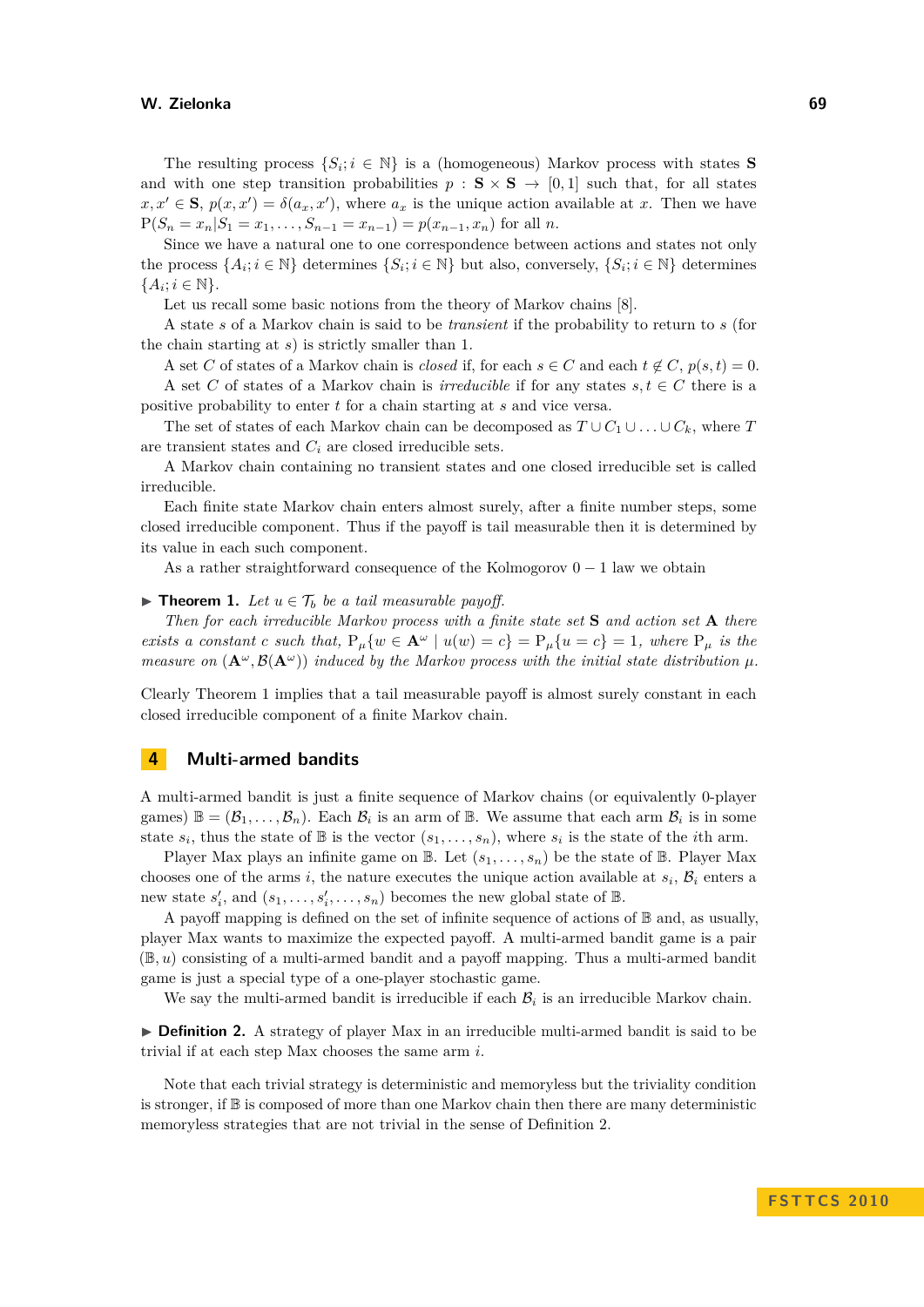The resulting process $\{S_i; i \in \mathbb{N}\}$ is a (homogeneous) Markov process with states $\mathbf{S}$ and with one step transition probabilities $p : \mathbf{S} \times \mathbf{S} \to [0,1]$ such that, for all states $x, x' \in \mathbf{S}$, $p(x, x') = \delta(a_x, x')$, where $a_x$ is the unique action available at $x$. Then we have $\mathrm{P}(S_n = x_n | S_1 = x_1, \ldots, S_{n-1} = x_{n-1}) = p(x_{n-1}, x_n)$ for all $n$.

Since we have a natural one to one correspondence between actions and states not only the process $\{A_i; i \in \mathbb{N}\}$ determines $\{S_i; i \in \mathbb{N}\}$ but also, conversely, $\{S_i; i \in \mathbb{N}\}$ determines $\{A_i; i \in \mathbb{N}\}$.

Let us recall some basic notions from the theory of Markov chains [8].

A state $s$ of a Markov chain is said to be *transient* if the probability to return to $s$ (for the chain starting at $s$) is strictly smaller than 1.

A set $C$ of states of a Markov chain is *closed* if, for each $s \in C$ and each $t \notin C$, $p(s,t) = 0$.

A set $C$ of states of a Markov chain is *irreducible* if for any states $s, t \in C$ there is a positive probability to enter $t$ for a chain starting at $s$ and vice versa.

The set of states of each Markov chain can be decomposed as $T \cup C_1 \cup \ldots \cup C_k$, where $T$ are transient states and $C_i$ are closed irreducible sets.

A Markov chain containing no transient states and one closed irreducible set is called irreducible.

Each finite state Markov chain enters almost surely, after a finite number steps, some closed irreducible component. Thus if the payoff is tail measurable then it is determined by its value in each such component.

As a rather straightforward consequence of the Kolmogorov $0-1$ law we obtain

▶ **Theorem 1.** *Let $u \in \mathcal{T}_b$ be a tail measurable payoff.*

*Then for each irreducible Markov process with a finite state set $\mathbf{S}$ and action set $\mathbf{A}$ there exists a constant $c$ such that, $\mathrm{P}_\mu\{w \in \mathbf{A}^\omega \mid u(w) = c\} = \mathrm{P}_\mu\{u = c\} = 1$, where $\mathrm{P}_\mu$ is the measure on $(\mathbf{A}^\omega, \mathcal{B}(\mathbf{A}^\omega))$ induced by the Markov process with the initial state distribution $\mu$.*

Clearly Theorem 1 implies that a tail measurable payoff is almost surely constant in each closed irreducible component of a finite Markov chain.

## 4 Multi-armed bandits

A multi-armed bandit is just a finite sequence of Markov chains (or equivalently 0-player games) $\mathbb{B} = (\mathcal{B}_1, \ldots, \mathcal{B}_n)$. Each $\mathcal{B}_i$ is an arm of $\mathbb{B}$. We assume that each arm $\mathcal{B}_i$ is in some state $s_i$, thus the state of $\mathbb{B}$ is the vector $(s_1, \ldots, s_n)$, where $s_i$ is the state of the $i$th arm.

Player Max plays an infinite game on $\mathbb{B}$. Let $(s_1, \ldots, s_n)$ be the state of $\mathbb{B}$. Player Max chooses one of the arms $i$, the nature executes the unique action available at $s_i$, $\mathcal{B}_i$ enters a new state $s_i'$, and $(s_1, \ldots, s_i', \ldots, s_n)$ becomes the new global state of $\mathbb{B}$.

A payoff mapping is defined on the set of infinite sequence of actions of $\mathbb{B}$ and, as usually, player Max wants to maximize the expected payoff. A multi-armed bandit game is a pair $(\mathbb{B}, u)$ consisting of a multi-armed bandit and a payoff mapping. Thus a multi-armed bandit game is just a special type of a one-player stochastic game.

We say the multi-armed bandit is irreducible if each $\mathcal{B}_i$ is an irreducible Markov chain.

▶ **Definition 2.** A strategy of player Max in an irreducible multi-armed bandit is said to be trivial if at each step Max chooses the same arm $i$.

Note that each trivial strategy is deterministic and memoryless but the triviality condition is stronger, if $\mathbb{B}$ is composed of more than one Markov chain then there are many deterministic memoryless strategies that are not trivial in the sense of Definition 2.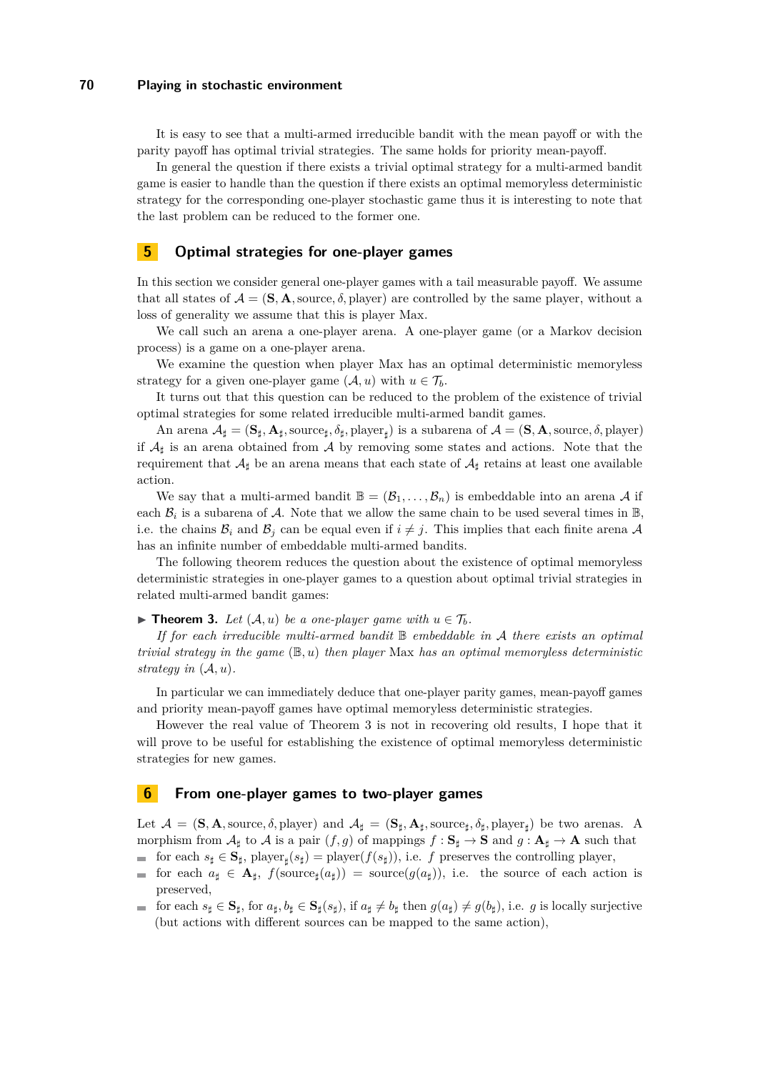It is easy to see that a multi-armed irreducible bandit with the mean payoff or with the parity payoff has optimal trivial strategies. The same holds for priority mean-payoff.

In general the question if there exists a trivial optimal strategy for a multi-armed bandit game is easier to handle than the question if there exists an optimal memoryless deterministic strategy for the corresponding one-player stochastic game thus it is interesting to note that the last problem can be reduced to the former one.

## 5 Optimal strategies for one-player games

In this section we consider general one-player games with a tail measurable payoff. We assume that all states of $\mathcal{A} = (\mathbf{S}, \mathbf{A}, \text{source}, \delta, \text{player})$ are controlled by the same player, without a loss of generality we assume that this is player Max.

We call such an arena a one-player arena. A one-player game (or a Markov decision process) is a game on a one-player arena.

We examine the question when player Max has an optimal deterministic memoryless strategy for a given one-player game $(\mathcal{A}, u)$ with $u \in \mathcal{T}_b$.

It turns out that this question can be reduced to the problem of the existence of trivial optimal strategies for some related irreducible multi-armed bandit games.

An arena $\mathcal{A}_\sharp = (\mathbf{S}_\sharp, \mathbf{A}_\sharp, \text{source}_\sharp, \delta_\sharp, \text{player}_\sharp)$ is a subarena of $\mathcal{A} = (\mathbf{S}, \mathbf{A}, \text{source}, \delta, \text{player})$ if $\mathcal{A}_\sharp$ is an arena obtained from $\mathcal{A}$ by removing some states and actions. Note that the requirement that $\mathcal{A}_\sharp$ be an arena means that each state of $\mathcal{A}_\sharp$ retains at least one available action.

We say that a multi-armed bandit $\mathbb{B} = (\mathcal{B}_1, \ldots, \mathcal{B}_n)$ is embeddable into an arena $\mathcal{A}$ if each $\mathcal{B}_i$ is a subarena of $\mathcal{A}$. Note that we allow the same chain to be used several times in $\mathbb{B}$, i.e. the chains $\mathcal{B}_i$ and $\mathcal{B}_j$ can be equal even if $i \neq j$. This implies that each finite arena $\mathcal{A}$ has an infinite number of embeddable multi-armed bandits.

The following theorem reduces the question about the existence of optimal memoryless deterministic strategies in one-player games to a question about optimal trivial strategies in related multi-armed bandit games:

▶ **Theorem 3.** *Let $(\mathcal{A}, u)$ be a one-player game with $u \in \mathcal{T}_b$.*

*If for each irreducible multi-armed bandit $\mathbb{B}$ embeddable in $\mathcal{A}$ there exists an optimal trivial strategy in the game $(\mathbb{B}, u)$ then player* Max *has an optimal memoryless deterministic strategy in $(\mathcal{A}, u)$.*

In particular we can immediately deduce that one-player parity games, mean-payoff games and priority mean-payoff games have optimal memoryless deterministic strategies.

However the real value of Theorem 3 is not in recovering old results, I hope that it will prove to be useful for establishing the existence of optimal memoryless deterministic strategies for new games.

## 6 From one-player games to two-player games

Let $\mathcal{A} = (\mathbf{S}, \mathbf{A}, \text{source}, \delta, \text{player})$ and $\mathcal{A}_\sharp = (\mathbf{S}_\sharp, \mathbf{A}_\sharp, \text{source}_\sharp, \delta_\sharp, \text{player}_\sharp)$ be two arenas. A morphism from $\mathcal{A}_\sharp$ to $\mathcal{A}$ is a pair $(f, g)$ of mappings $f : \mathbf{S}_\sharp \to \mathbf{S}$ and $g : \mathbf{A}_\sharp \to \mathbf{A}$ such that

- for each $s_\sharp \in \mathbf{S}_\sharp$, $\text{player}_\sharp(s_\sharp) = \text{player}(f(s_\sharp))$, i.e. $f$ preserves the controlling player,
- for each $a_\sharp \in \mathbf{A}_\sharp$, $f(\text{source}_\sharp(a_\sharp)) = \text{source}(g(a_\sharp))$, i.e. the source of each action is preserved,
- for each $s_\sharp \in \mathbf{S}_\sharp$, for $a_\sharp, b_\sharp \in \mathbf{S}_\sharp(s_\sharp)$, if $a_\sharp \neq b_\sharp$ then $g(a_\sharp) \neq g(b_\sharp)$, i.e. $g$ is locally surjective (but actions with different sources can be mapped to the same action),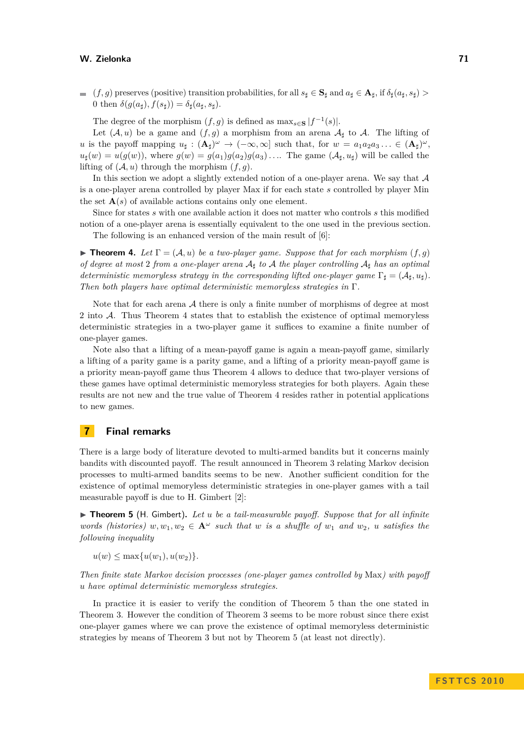- $(f, g)$ preserves (positive) transition probabilities, for all $s_\sharp \in \mathbf{S}_\sharp$ and $a_\sharp \in \mathbf{A}_\sharp$, if $\delta_\sharp(a_\sharp, s_\sharp) > 0$ then $\delta(g(a_\sharp), f(s_\sharp)) = \delta_\sharp(a_\sharp, s_\sharp)$.

The degree of the morphism $(f, g)$ is defined as $\max_{s \in \mathbf{S}} |f^{-1}(s)|$.

Let $(\mathcal{A}, u)$ be a game and $(f, g)$ a morphism from an arena $\mathcal{A}_\sharp$ to $\mathcal{A}$. The lifting of $u$ is the payoff mapping $u_\sharp : (\mathbf{A}_\sharp)^\omega \to (-\infty, \infty]$ such that, for $w = a_1 a_2 a_3 \ldots \in (\mathbf{A}_\sharp)^\omega$, $u_\sharp(w) = u(g(w))$, where $g(w) = g(a_1)g(a_2)g(a_3)\ldots$. The game $(\mathcal{A}_\sharp, u_\sharp)$ will be called the lifting of $(\mathcal{A}, u)$ through the morphism $(f, g)$.

In this section we adopt a slightly extended notion of a one-player arena. We say that $\mathcal{A}$ is a one-player arena controlled by player Max if for each state $s$ controlled by player Min the set $\mathbf{A}(s)$ of available actions contains only one element.

Since for states $s$ with one available action it does not matter who controls $s$ this modified notion of a one-player arena is essentially equivalent to the one used in the previous section.

The following is an enhanced version of the main result of [6]:

▶ **Theorem 4.** *Let $\Gamma = (\mathcal{A}, u)$ be a two-player game. Suppose that for each morphism $(f, g)$ of degree at most 2 from a one-player arena $\mathcal{A}_\sharp$ to $\mathcal{A}$ the player controlling $\mathcal{A}_\sharp$ has an optimal deterministic memoryless strategy in the corresponding lifted one-player game $\Gamma_\sharp = (\mathcal{A}_\sharp, u_\sharp)$. Then both players have optimal deterministic memoryless strategies in $\Gamma$.*

Note that for each arena $\mathcal{A}$ there is only a finite number of morphisms of degree at most 2 into $\mathcal{A}$. Thus Theorem 4 states that to establish the existence of optimal memoryless deterministic strategies in a two-player game it suffices to examine a finite number of one-player games.

Note also that a lifting of a mean-payoff game is again a mean-payoff game, similarly a lifting of a parity game is a parity game, and a lifting of a priority mean-payoff game is a priority mean-payoff game thus Theorem 4 allows to deduce that two-player versions of these games have optimal deterministic memoryless strategies for both players. Again these results are not new and the true value of Theorem 4 resides rather in potential applications to new games.

## 7 Final remarks

There is a large body of literature devoted to multi-armed bandits but it concerns mainly bandits with discounted payoff. The result announced in Theorem 3 relating Markov decision processes to multi-armed bandits seems to be new. Another sufficient condition for the existence of optimal memoryless deterministic strategies in one-player games with a tail measurable payoff is due to H. Gimbert [2]:

▶ **Theorem 5** (H. Gimbert)**.** *Let $u$ be a tail-measurable payoff. Suppose that for all infinite words (histories) $w, w_1, w_2 \in \mathbf{A}^\omega$ such that $w$ is a shuffle of $w_1$ and $w_2$, $u$ satisfies the following inequality*

$$u(w) \leq \max\{u(w_1), u(w_2)\}.$$

*Then finite state Markov decision processes (one-player games controlled by* Max*) with payoff $u$ have optimal deterministic memoryless strategies.*

In practice it is easier to verify the condition of Theorem 5 than the one stated in Theorem 3. However the condition of Theorem 3 seems to be more robust since there exist one-player games where we can prove the existence of optimal memoryless deterministic strategies by means of Theorem 3 but not by Theorem 5 (at least not directly).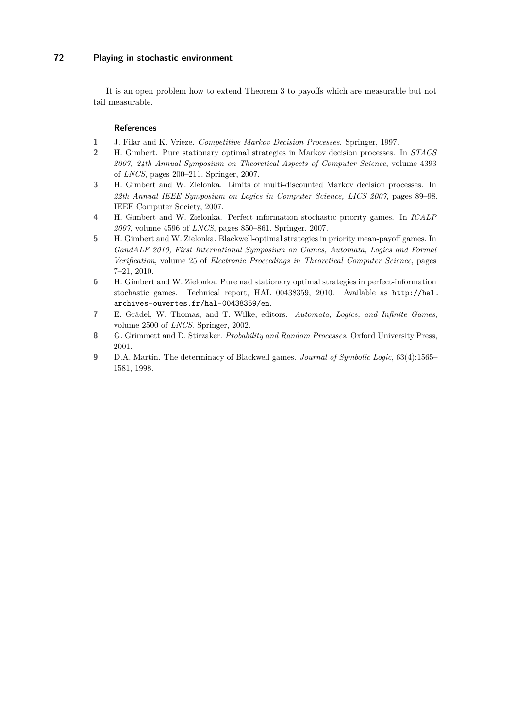It is an open problem how to extend Theorem 3 to payoffs which are measurable but not tail measurable.

## References

1. J. Filar and K. Vrieze. *Competitive Markov Decision Processes*. Springer, 1997.
2. H. Gimbert. Pure stationary optimal strategies in Markov decision processes. In *STACS 2007, 24th Annual Symposium on Theoretical Aspects of Computer Science*, volume 4393 of *LNCS*, pages 200–211. Springer, 2007.
3. H. Gimbert and W. Zielonka. Limits of multi-discounted Markov decision processes. In *22th Annual IEEE Symposium on Logics in Computer Science, LICS 2007*, pages 89–98. IEEE Computer Society, 2007.
4. H. Gimbert and W. Zielonka. Perfect information stochastic priority games. In *ICALP 2007*, volume 4596 of *LNCS*, pages 850–861. Springer, 2007.
5. H. Gimbert and W. Zielonka. Blackwell-optimal strategies in priority mean-payoff games. In *GandALF 2010, First International Symposium on Games, Automata, Logics and Formal Verification*, volume 25 of *Electronic Proceedings in Theoretical Computer Science*, pages 7–21, 2010.
6. H. Gimbert and W. Zielonka. Pure nad stationary optimal strategies in perfect-information stochastic games. Technical report, HAL 00438359, 2010. Available as `http://hal.archives-ouvertes.fr/hal-00438359/en`.
7. E. Grädel, W. Thomas, and T. Wilke, editors. *Automata, Logics, and Infinite Games*, volume 2500 of *LNCS*. Springer, 2002.
8. G. Grimmett and D. Stirzaker. *Probability and Random Processes*. Oxford University Press, 2001.
9. D.A. Martin. The determinacy of Blackwell games. *Journal of Symbolic Logic*, 63(4):1565–1581, 1998.